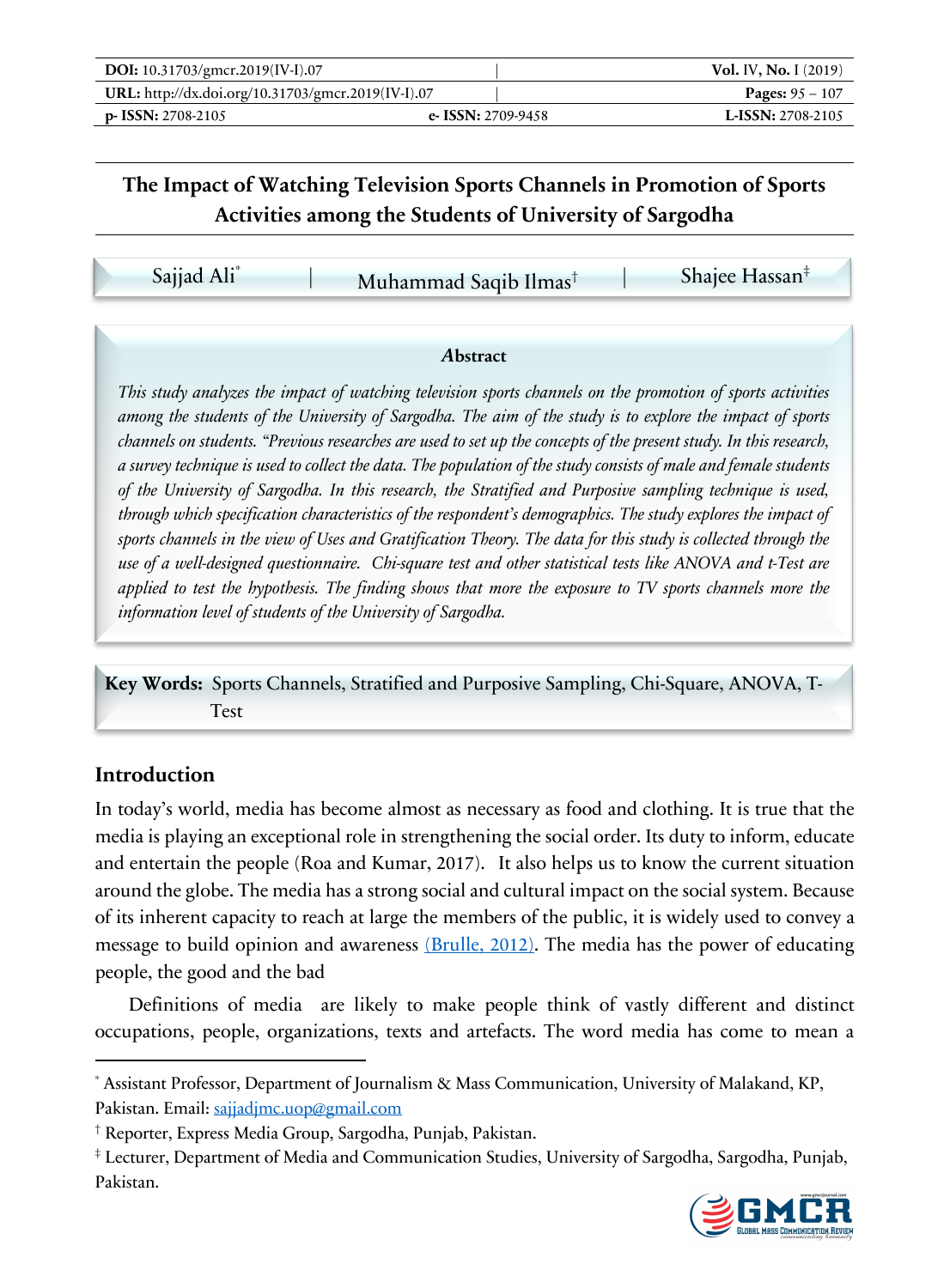# The Impact of Watching Television Sports Channels in Promotion of Sports Activities among the Students of University of Sargodha

Sajjad Ali[*] | Muhammad Saqib Ilmas[†] | Shajee Hassan[‡]

### Abstract

*This study analyzes the impact of watching television sports channels on the promotion of sports activities among the students of the University of Sargodha. The aim of the study is to explore the impact of sports channels on students. "Previous researches are used to set up the concepts of the present study. In this research, a survey technique is used to collect the data. The population of the study consists of male and female students of the University of Sargodha. In this research, the Stratified and Purposive sampling technique is used, through which specification characteristics of the respondent's demographics. The study explores the impact of sports channels in the view of Uses and Gratification Theory. The data for this study is collected through the use of a well-designed questionnaire. Chi-square test and other statistical tests like ANOVA and t-Test are applied to test the hypothesis. The finding shows that more the exposure to TV sports channels more the information level of students of the University of Sargodha.*

**Key Words:** Sports Channels, Stratified and Purposive Sampling, Chi-Square, ANOVA, T-Test

## Introduction

In today's world, media has become almost as necessary as food and clothing. It is true that the media is playing an exceptional role in strengthening the social order. Its duty to inform, educate and entertain the people (Roa and Kumar, 2017). It also helps us to know the current situation around the globe. The media has a strong social and cultural impact on the social system. Because of its inherent capacity to reach at large the members of the public, it is widely used to convey a message to build opinion and awareness (Brulle, 2012). The media has the power of educating people, the good and the bad

Definitions of media are likely to make people think of vastly different and distinct occupations, people, organizations, texts and artefacts. The word media has come to mean a

---

[*] Assistant Professor, Department of Journalism & Mass Communication, University of Malakand, KP, Pakistan. Email: sajjadjmc.uop@gmail.com

[†] Reporter, Express Media Group, Sargodha, Punjab, Pakistan.

[‡] Lecturer, Department of Media and Communication Studies, University of Sargodha, Sargodha, Punjab, Pakistan.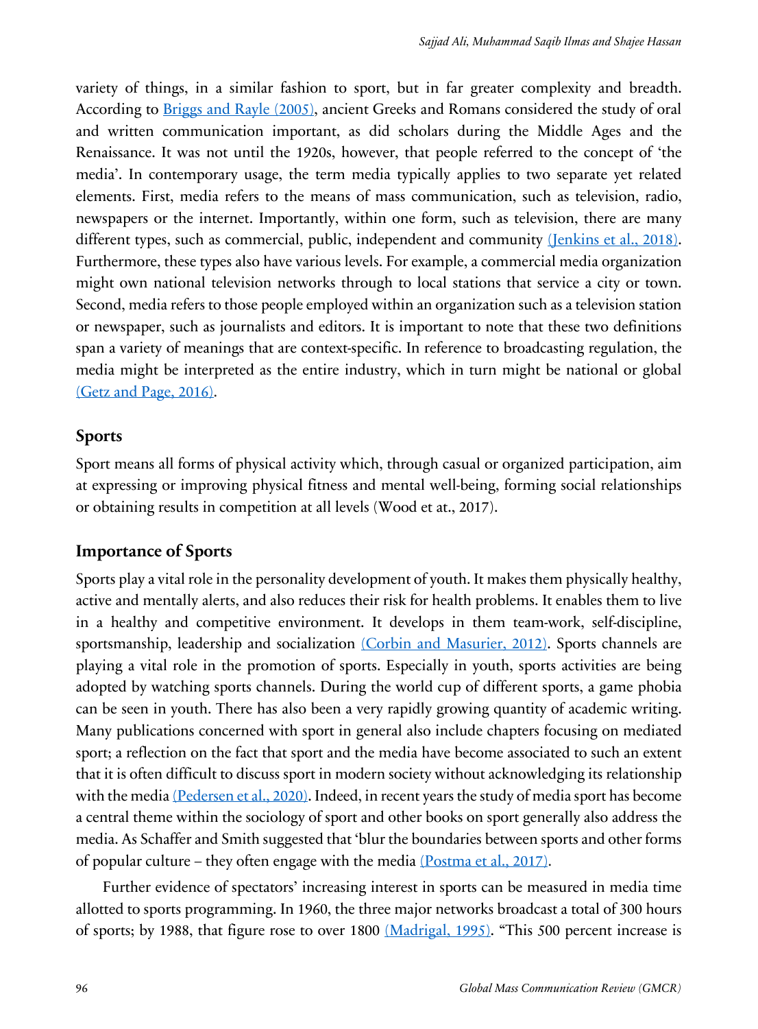variety of things, in a similar fashion to sport, but in far greater complexity and breadth. According to Briggs and Rayle (2005), ancient Greeks and Romans considered the study of oral and written communication important, as did scholars during the Middle Ages and the Renaissance. It was not until the 1920s, however, that people referred to the concept of 'the media'. In contemporary usage, the term media typically applies to two separate yet related elements. First, media refers to the means of mass communication, such as television, radio, newspapers or the internet. Importantly, within one form, such as television, there are many different types, such as commercial, public, independent and community (Jenkins et al., 2018). Furthermore, these types also have various levels. For example, a commercial media organization might own national television networks through to local stations that service a city or town. Second, media refers to those people employed within an organization such as a television station or newspaper, such as journalists and editors. It is important to note that these two definitions span a variety of meanings that are context-specific. In reference to broadcasting regulation, the media might be interpreted as the entire industry, which in turn might be national or global (Getz and Page, 2016).

## Sports

Sport means all forms of physical activity which, through casual or organized participation, aim at expressing or improving physical fitness and mental well-being, forming social relationships or obtaining results in competition at all levels (Wood et at., 2017).

## Importance of Sports

Sports play a vital role in the personality development of youth. It makes them physically healthy, active and mentally alerts, and also reduces their risk for health problems. It enables them to live in a healthy and competitive environment. It develops in them team-work, self-discipline, sportsmanship, leadership and socialization (Corbin and Masurier, 2012). Sports channels are playing a vital role in the promotion of sports. Especially in youth, sports activities are being adopted by watching sports channels. During the world cup of different sports, a game phobia can be seen in youth. There has also been a very rapidly growing quantity of academic writing. Many publications concerned with sport in general also include chapters focusing on mediated sport; a reflection on the fact that sport and the media have become associated to such an extent that it is often difficult to discuss sport in modern society without acknowledging its relationship with the media (Pedersen et al., 2020). Indeed, in recent years the study of media sport has become a central theme within the sociology of sport and other books on sport generally also address the media. As Schaffer and Smith suggested that 'blur the boundaries between sports and other forms of popular culture – they often engage with the media (Postma et al., 2017).

Further evidence of spectators' increasing interest in sports can be measured in media time allotted to sports programming. In 1960, the three major networks broadcast a total of 300 hours of sports; by 1988, that figure rose to over 1800 (Madrigal, 1995). "This 500 percent increase is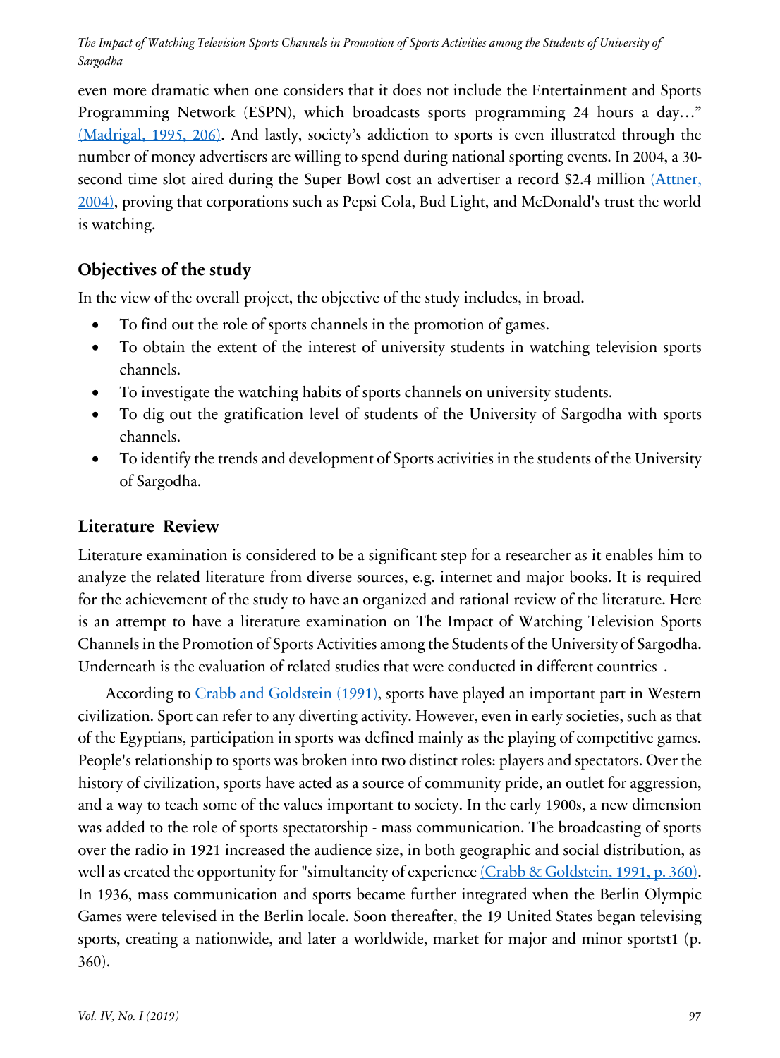even more dramatic when one considers that it does not include the Entertainment and Sports Programming Network (ESPN), which broadcasts sports programming 24 hours a day…" (Madrigal, 1995, 206). And lastly, society's addiction to sports is even illustrated through the number of money advertisers are willing to spend during national sporting events. In 2004, a 30-second time slot aired during the Super Bowl cost an advertiser a record $2.4 million (Attner, 2004), proving that corporations such as Pepsi Cola, Bud Light, and McDonald's trust the world is watching.

## Objectives of the study

In the view of the overall project, the objective of the study includes, in broad.

- To find out the role of sports channels in the promotion of games.
- To obtain the extent of the interest of university students in watching television sports channels.
- To investigate the watching habits of sports channels on university students.
- To dig out the gratification level of students of the University of Sargodha with sports channels.
- To identify the trends and development of Sports activities in the students of the University of Sargodha.

## Literature Review

Literature examination is considered to be a significant step for a researcher as it enables him to analyze the related literature from diverse sources, e.g. internet and major books. It is required for the achievement of the study to have an organized and rational review of the literature. Here is an attempt to have a literature examination on The Impact of Watching Television Sports Channels in the Promotion of Sports Activities among the Students of the University of Sargodha. Underneath is the evaluation of related studies that were conducted in different countries .

According to Crabb and Goldstein (1991), sports have played an important part in Western civilization. Sport can refer to any diverting activity. However, even in early societies, such as that of the Egyptians, participation in sports was defined mainly as the playing of competitive games. People's relationship to sports was broken into two distinct roles: players and spectators. Over the history of civilization, sports have acted as a source of community pride, an outlet for aggression, and a way to teach some of the values important to society. In the early 1900s, a new dimension was added to the role of sports spectatorship - mass communication. The broadcasting of sports over the radio in 1921 increased the audience size, in both geographic and social distribution, as well as created the opportunity for "simultaneity of experience (Crabb & Goldstein, 1991, p. 360). In 1936, mass communication and sports became further integrated when the Berlin Olympic Games were televised in the Berlin locale. Soon thereafter, the 19 United States began televising sports, creating a nationwide, and later a worldwide, market for major and minor sportst1 (p. 360).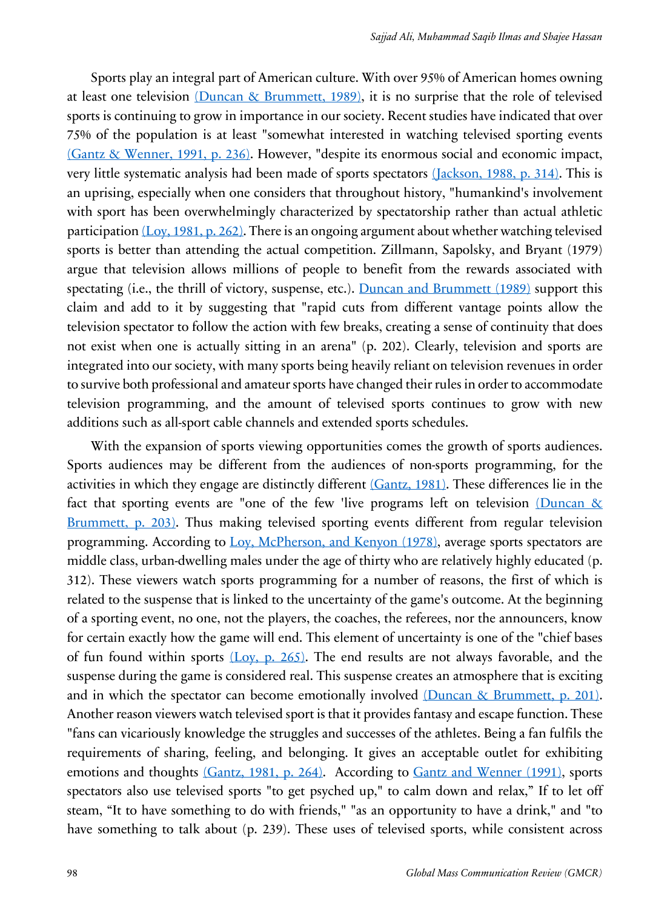Sports play an integral part of American culture. With over 95% of American homes owning at least one television (Duncan & Brummett, 1989), it is no surprise that the role of televised sports is continuing to grow in importance in our society. Recent studies have indicated that over 75% of the population is at least "somewhat interested in watching televised sporting events (Gantz & Wenner, 1991, p. 236). However, "despite its enormous social and economic impact, very little systematic analysis had been made of sports spectators (Jackson, 1988, p. 314). This is an uprising, especially when one considers that throughout history, "humankind's involvement with sport has been overwhelmingly characterized by spectatorship rather than actual athletic participation (Loy, 1981, p. 262). There is an ongoing argument about whether watching televised sports is better than attending the actual competition. Zillmann, Sapolsky, and Bryant (1979) argue that television allows millions of people to benefit from the rewards associated with spectating (i.e., the thrill of victory, suspense, etc.). Duncan and Brummett (1989) support this claim and add to it by suggesting that "rapid cuts from different vantage points allow the television spectator to follow the action with few breaks, creating a sense of continuity that does not exist when one is actually sitting in an arena" (p. 202). Clearly, television and sports are integrated into our society, with many sports being heavily reliant on television revenues in order to survive both professional and amateur sports have changed their rules in order to accommodate television programming, and the amount of televised sports continues to grow with new additions such as all-sport cable channels and extended sports schedules.

With the expansion of sports viewing opportunities comes the growth of sports audiences. Sports audiences may be different from the audiences of non-sports programming, for the activities in which they engage are distinctly different (Gantz, 1981). These differences lie in the fact that sporting events are "one of the few 'live programs left on television (Duncan & Brummett, p. 203). Thus making televised sporting events different from regular television programming. According to Loy, McPherson, and Kenyon (1978), average sports spectators are middle class, urban-dwelling males under the age of thirty who are relatively highly educated (p. 312). These viewers watch sports programming for a number of reasons, the first of which is related to the suspense that is linked to the uncertainty of the game's outcome. At the beginning of a sporting event, no one, not the players, the coaches, the referees, nor the announcers, know for certain exactly how the game will end. This element of uncertainty is one of the "chief bases of fun found within sports (Loy, p. 265). The end results are not always favorable, and the suspense during the game is considered real. This suspense creates an atmosphere that is exciting and in which the spectator can become emotionally involved (Duncan & Brummett, p. 201). Another reason viewers watch televised sport is that it provides fantasy and escape function. These "fans can vicariously knowledge the struggles and successes of the athletes. Being a fan fulfils the requirements of sharing, feeling, and belonging. It gives an acceptable outlet for exhibiting emotions and thoughts (Gantz, 1981, p. 264). According to Gantz and Wenner (1991), sports spectators also use televised sports "to get psyched up," to calm down and relax," If to let off steam, "It to have something to do with friends," "as an opportunity to have a drink," and "to have something to talk about (p. 239). These uses of televised sports, while consistent across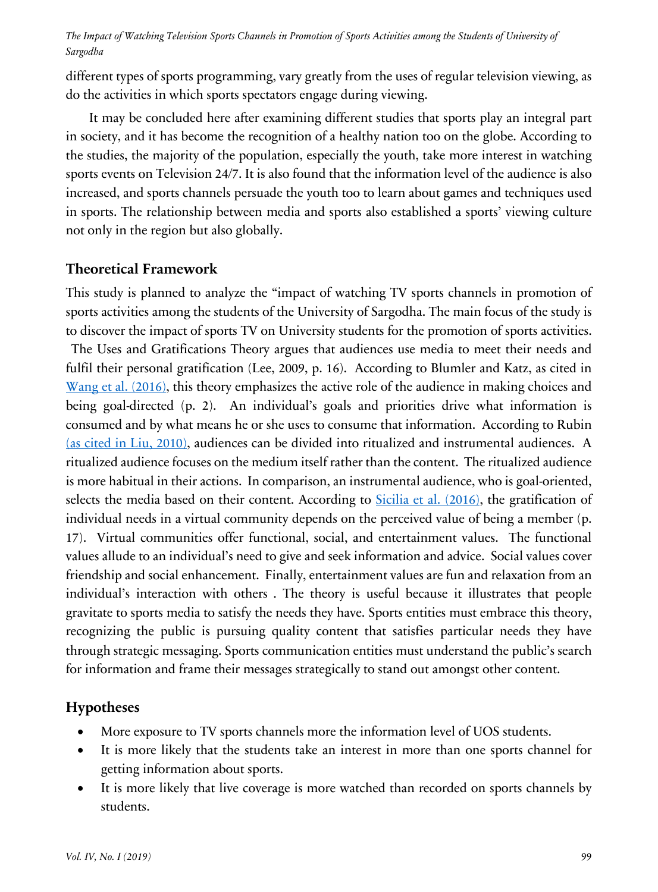different types of sports programming, vary greatly from the uses of regular television viewing, as do the activities in which sports spectators engage during viewing.

It may be concluded here after examining different studies that sports play an integral part in society, and it has become the recognition of a healthy nation too on the globe. According to the studies, the majority of the population, especially the youth, take more interest in watching sports events on Television 24/7. It is also found that the information level of the audience is also increased, and sports channels persuade the youth too to learn about games and techniques used in sports. The relationship between media and sports also established a sports' viewing culture not only in the region but also globally.

## Theoretical Framework

This study is planned to analyze the "impact of watching TV sports channels in promotion of sports activities among the students of the University of Sargodha. The main focus of the study is to discover the impact of sports TV on University students for the promotion of sports activities. The Uses and Gratifications Theory argues that audiences use media to meet their needs and fulfil their personal gratification (Lee, 2009, p. 16). According to Blumler and Katz, as cited in Wang et al. (2016), this theory emphasizes the active role of the audience in making choices and being goal-directed (p. 2). An individual's goals and priorities drive what information is consumed and by what means he or she uses to consume that information. According to Rubin (as cited in Liu, 2010), audiences can be divided into ritualized and instrumental audiences. A ritualized audience focuses on the medium itself rather than the content. The ritualized audience is more habitual in their actions. In comparison, an instrumental audience, who is goal-oriented, selects the media based on their content. According to Sicilia et al. (2016), the gratification of individual needs in a virtual community depends on the perceived value of being a member (p. 17). Virtual communities offer functional, social, and entertainment values. The functional values allude to an individual's need to give and seek information and advice. Social values cover friendship and social enhancement. Finally, entertainment values are fun and relaxation from an individual's interaction with others . The theory is useful because it illustrates that people gravitate to sports media to satisfy the needs they have. Sports entities must embrace this theory, recognizing the public is pursuing quality content that satisfies particular needs they have through strategic messaging. Sports communication entities must understand the public's search for information and frame their messages strategically to stand out amongst other content.

## Hypotheses

- More exposure to TV sports channels more the information level of UOS students.
- It is more likely that the students take an interest in more than one sports channel for getting information about sports.
- It is more likely that live coverage is more watched than recorded on sports channels by students.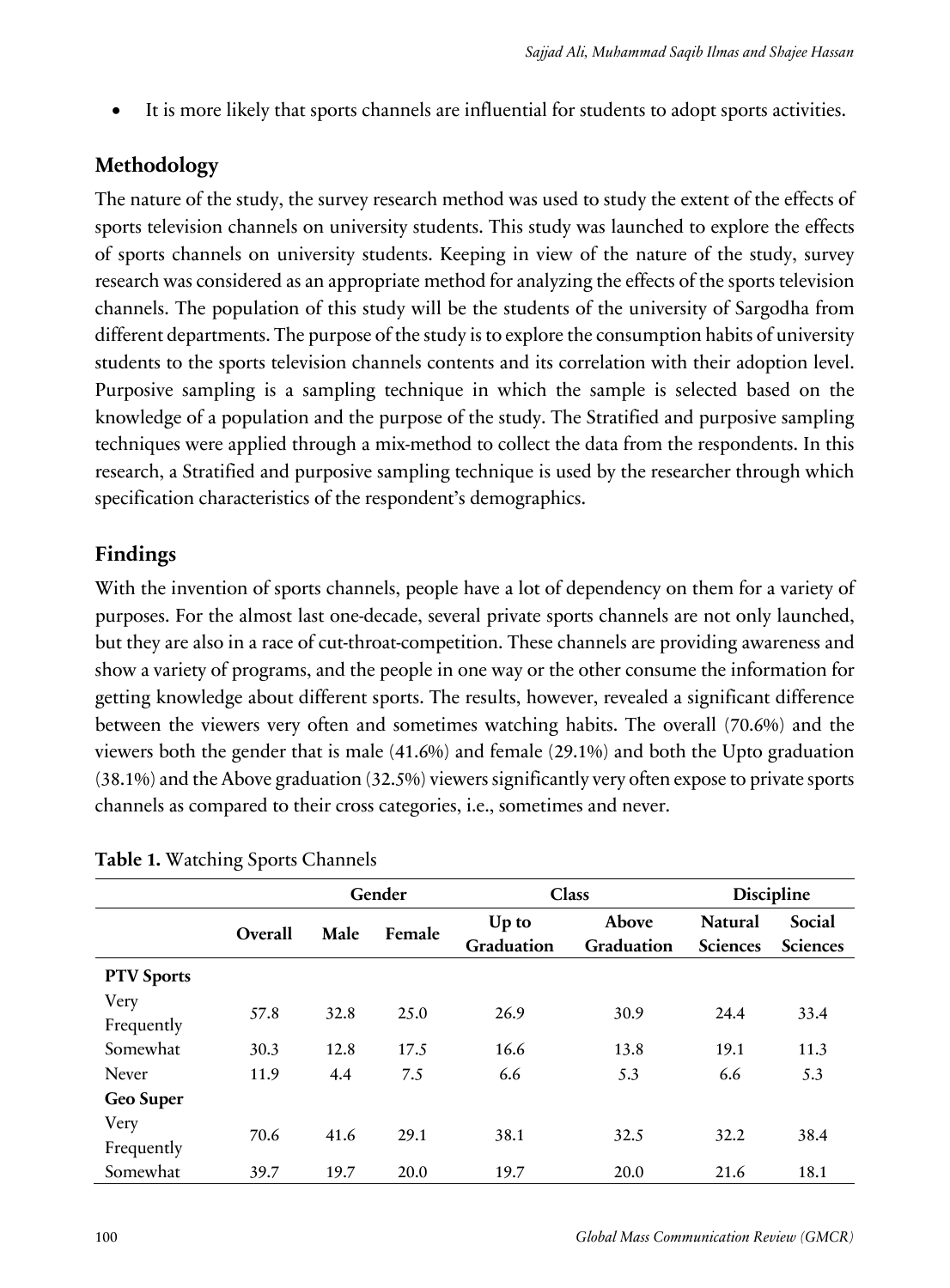- It is more likely that sports channels are influential for students to adopt sports activities.

## Methodology

The nature of the study, the survey research method was used to study the extent of the effects of sports television channels on university students. This study was launched to explore the effects of sports channels on university students. Keeping in view of the nature of the study, survey research was considered as an appropriate method for analyzing the effects of the sports television channels. The population of this study will be the students of the university of Sargodha from different departments. The purpose of the study is to explore the consumption habits of university students to the sports television channels contents and its correlation with their adoption level. Purposive sampling is a sampling technique in which the sample is selected based on the knowledge of a population and the purpose of the study. The Stratified and purposive sampling techniques were applied through a mix-method to collect the data from the respondents. In this research, a Stratified and purposive sampling technique is used by the researcher through which specification characteristics of the respondent's demographics.

## Findings

With the invention of sports channels, people have a lot of dependency on them for a variety of purposes. For the almost last one-decade, several private sports channels are not only launched, but they are also in a race of cut-throat-competition. These channels are providing awareness and show a variety of programs, and the people in one way or the other consume the information for getting knowledge about different sports. The results, however, revealed a significant difference between the viewers very often and sometimes watching habits. The overall (70.6%) and the viewers both the gender that is male (41.6%) and female (29.1%) and both the Upto graduation (38.1%) and the Above graduation (32.5%) viewers significantly very often expose to private sports channels as compared to their cross categories, i.e., sometimes and never.

**Table 1.** Watching Sports Channels

| | | Gender | | Class | | Discipline | |
|---|---|---|---|---|---|---|---|
| | Overall | Male | Female | Up to Graduation | Above Graduation | Natural Sciences | Social Sciences |
| **PTV Sports** | | | | | | | |
| Very Frequently | 57.8 | 32.8 | 25.0 | 26.9 | 30.9 | 24.4 | 33.4 |
| Somewhat | 30.3 | 12.8 | 17.5 | 16.6 | 13.8 | 19.1 | 11.3 |
| Never | 11.9 | 4.4 | 7.5 | 6.6 | 5.3 | 6.6 | 5.3 |
| **Geo Super** | | | | | | | |
| Very Frequently | 70.6 | 41.6 | 29.1 | 38.1 | 32.5 | 32.2 | 38.4 |
| Somewhat | 39.7 | 19.7 | 20.0 | 19.7 | 20.0 | 21.6 | 18.1 |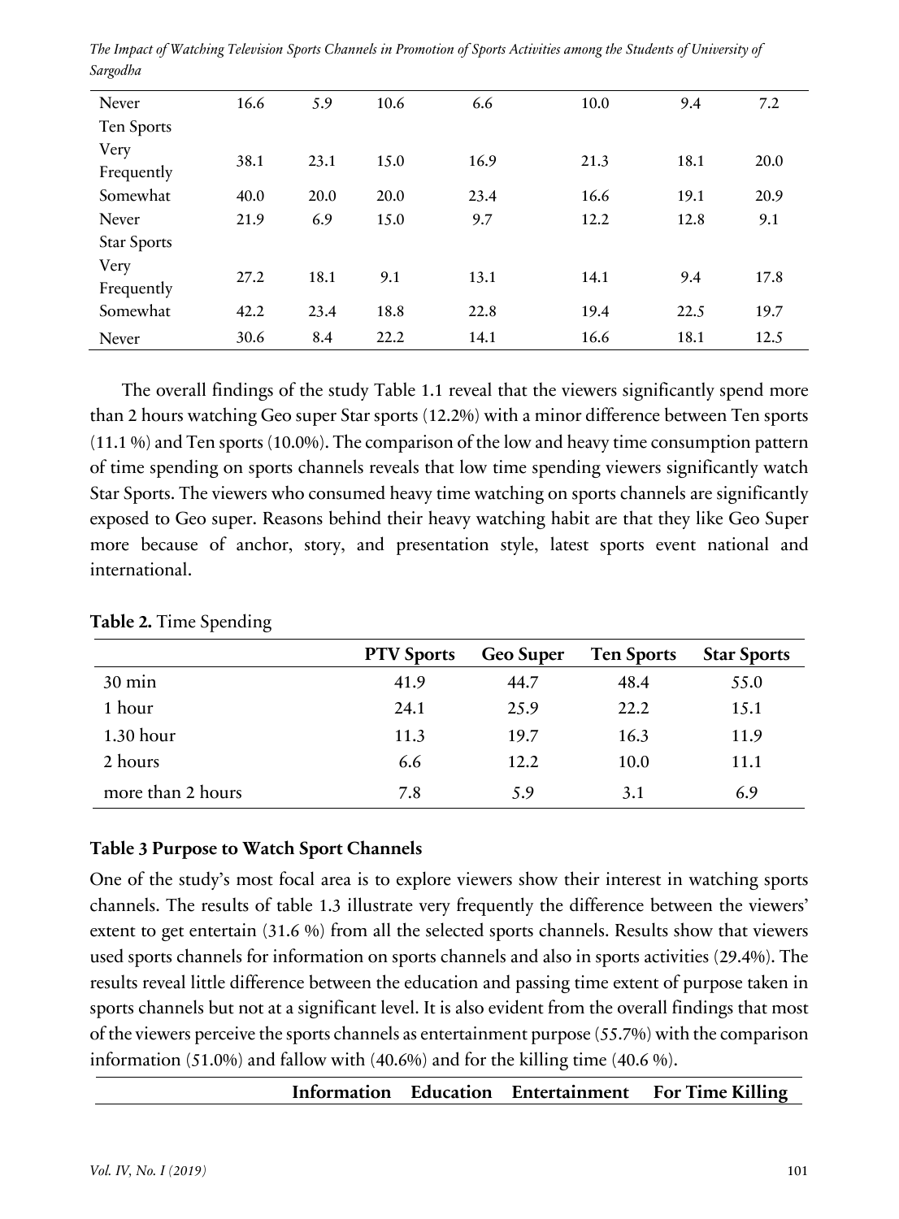| | | | | | | | |
|---|---|---|---|---|---|---|---|
| Never | 16.6 | 5.9 | 10.6 | 6.6 | 10.0 | 9.4 | 7.2 |
| Ten Sports | | | | | | | |
| Very Frequently | 38.1 | 23.1 | 15.0 | 16.9 | 21.3 | 18.1 | 20.0 |
| Somewhat | 40.0 | 20.0 | 20.0 | 23.4 | 16.6 | 19.1 | 20.9 |
| Never | 21.9 | 6.9 | 15.0 | 9.7 | 12.2 | 12.8 | 9.1 |
| Star Sports | | | | | | | |
| Very Frequently | 27.2 | 18.1 | 9.1 | 13.1 | 14.1 | 9.4 | 17.8 |
| Somewhat | 42.2 | 23.4 | 18.8 | 22.8 | 19.4 | 22.5 | 19.7 |
| Never | 30.6 | 8.4 | 22.2 | 14.1 | 16.6 | 18.1 | 12.5 |

The overall findings of the study Table 1.1 reveal that the viewers significantly spend more than 2 hours watching Geo super Star sports (12.2%) with a minor difference between Ten sports (11.1 %) and Ten sports (10.0%). The comparison of the low and heavy time consumption pattern of time spending on sports channels reveals that low time spending viewers significantly watch Star Sports. The viewers who consumed heavy time watching on sports channels are significantly exposed to Geo super. Reasons behind their heavy watching habit are that they like Geo Super more because of anchor, story, and presentation style, latest sports event national and international.

**Table 2.** Time Spending

| | PTV Sports | Geo Super | Ten Sports | Star Sports |
|---|---|---|---|---|
| 30 min | 41.9 | 44.7 | 48.4 | 55.0 |
| 1 hour | 24.1 | 25.9 | 22.2 | 15.1 |
| 1.30 hour | 11.3 | 19.7 | 16.3 | 11.9 |
| 2 hours | 6.6 | 12.2 | 10.0 | 11.1 |
| more than 2 hours | 7.8 | 5.9 | 3.1 | 6.9 |

**Table 3 Purpose to Watch Sport Channels**

One of the study's most focal area is to explore viewers show their interest in watching sports channels. The results of table 1.3 illustrate very frequently the difference between the viewers' extent to get entertain (31.6 %) from all the selected sports channels. Results show that viewers used sports channels for information on sports channels and also in sports activities (29.4%). The results reveal little difference between the education and passing time extent of purpose taken in sports channels but not at a significant level. It is also evident from the overall findings that most of the viewers perceive the sports channels as entertainment purpose (55.7%) with the comparison information (51.0%) and fallow with (40.6%) and for the killing time (40.6 %).

| | Information | Education | Entertainment | For Time Killing |
|---|---|---|---|---|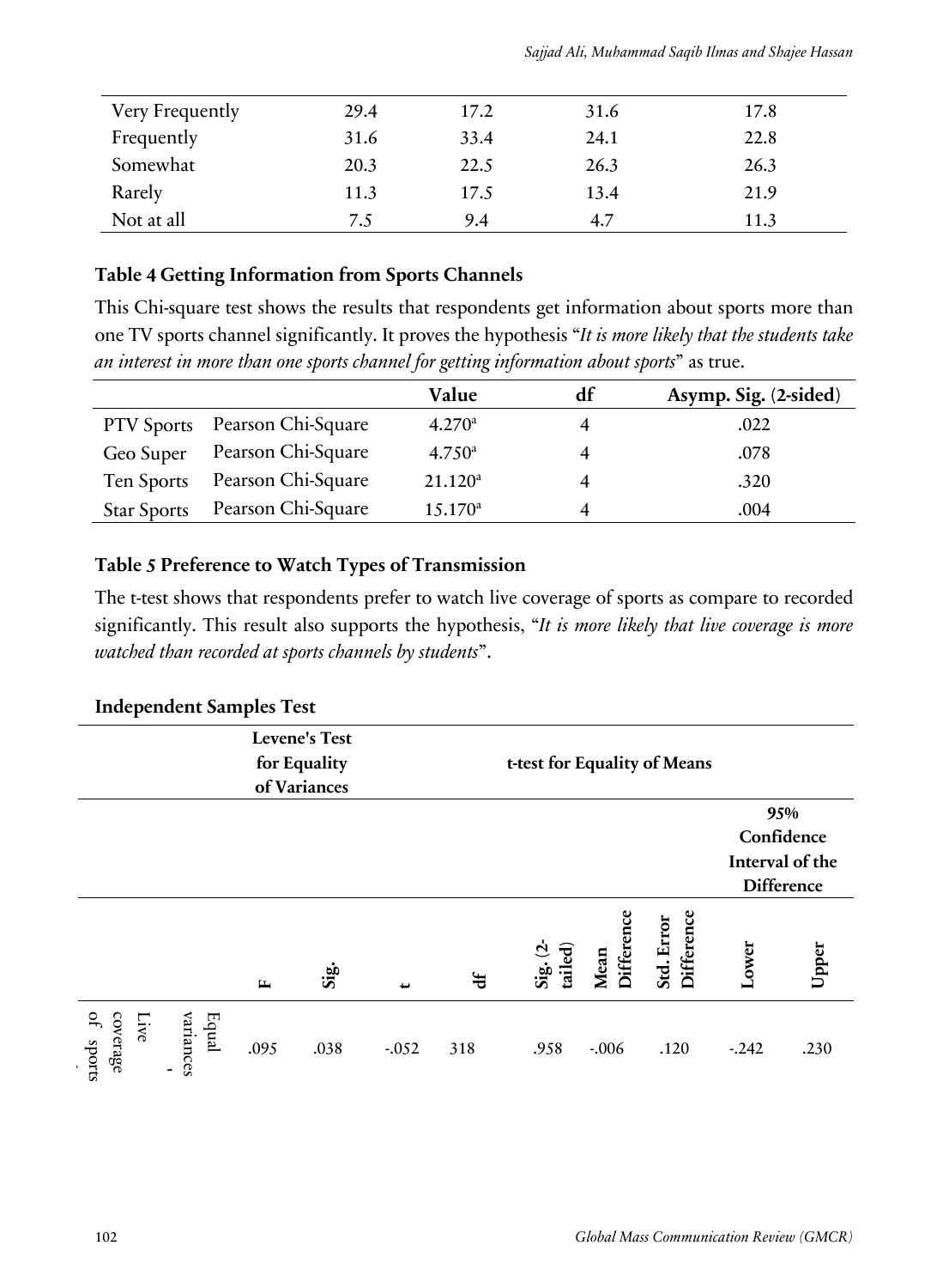| | | | | |
|---|---|---|---|---|
| Very Frequently | 29.4 | 17.2 | 31.6 | 17.8 |
| Frequently | 31.6 | 33.4 | 24.1 | 22.8 |
| Somewhat | 20.3 | 22.5 | 26.3 | 26.3 |
| Rarely | 11.3 | 17.5 | 13.4 | 21.9 |
| Not at all | 7.5 | 9.4 | 4.7 | 11.3 |

**Table 4 Getting Information from Sports Channels**

This Chi-square test shows the results that respondents get information about sports more than one TV sports channel significantly. It proves the hypothesis "*It is more likely that the students take an interest in more than one sports channel for getting information about sports*" as true.

| | | Value | df | Asymp. Sig. (2-sided) |
|---|---|---|---|---|
| PTV Sports | Pearson Chi-Square | 4.270[a] | 4 | .022 |
| Geo Super | Pearson Chi-Square | 4.750[a] | 4 | .078 |
| Ten Sports | Pearson Chi-Square | 21.120[a] | 4 | .320 |
| Star Sports | Pearson Chi-Square | 15.170[a] | 4 | .004 |

**Table 5 Preference to Watch Types of Transmission**

The t-test shows that respondents prefer to watch live coverage of sports as compare to recorded significantly. This result also supports the hypothesis, "*It is more likely that live coverage is more watched than recorded at sports channels by students*".

**Independent Samples Test**

| | | Levene's Test for Equality of Variances | | t-test for Equality of Means | | | | | | |
|---|---|---|---|---|---|---|---|---|---|---|
| | | | | | | | | | 95% Confidence Interval of the Difference | |
| | | F | Sig. | t | df | Sig. (2-tailed) | Mean Difference | Std. Error Difference | Lower | Upper |
| Live coverage of sports | Equal variances | .095 | .038 | -.052 | 318 | .958 | -.006 | .120 | -.242 | .230 |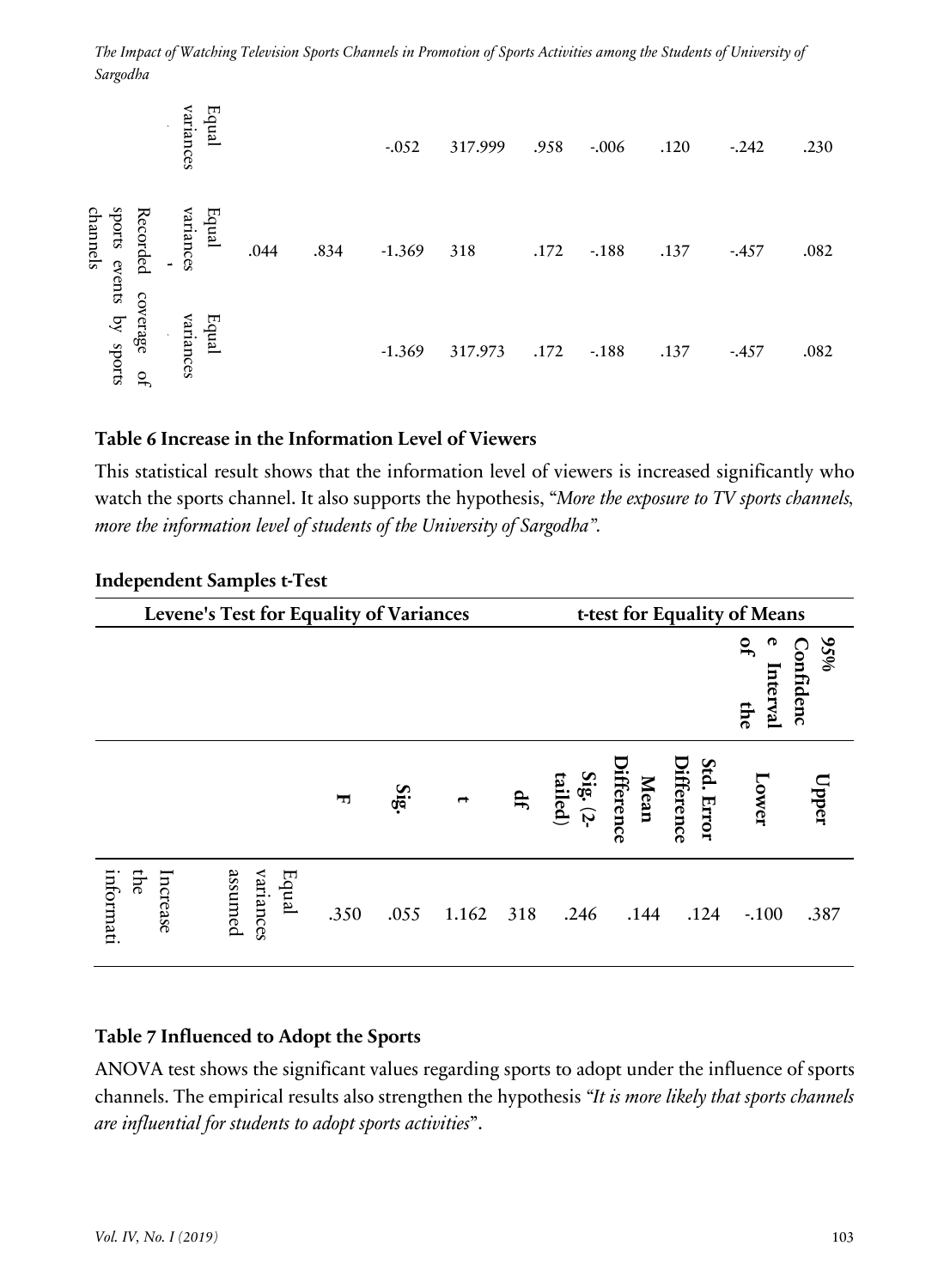|  |  |  |  |  |  |  |  |  |  |  |
|---|---|---|---|---|---|---|---|---|---|---|
|  | Equal variances |  |  | -.052 | 317.999 | .958 | -.006 | .120 | -.242 | .230 |
| Recorded coverage of sports events by sports channels | Equal variances |  .044 | .834 | -1.369 | 318 | .172 | -.188 | .137 | -.457 | .082 |
|  | Equal variances |  |  | -1.369 | 317.973 | .172 | -.188 | .137 | -.457 | .082 |

**Table 6 Increase in the Information Level of Viewers**

This statistical result shows that the information level of viewers is increased significantly who watch the sports channel. It also supports the hypothesis, "*More the exposure to TV sports channels, more the information level of students of the University of Sargodha*".

**Independent Samples t-Test**

|  |  | Levene's Test for Equality of Variances |  | t-test for Equality of Means |  |  |  |  |  |  |
|---|---|---|---|---|---|---|---|---|---|---|
|  |  |  |  |  |  |  |  |  | 95% Confidence Interval of the |  |
|  |  | F | Sig. | t | df | Sig. (2-tailed) | Mean Difference | Std. Error Difference | Lower | Upper |
| Increase the informati | Equal variances assumed | .350 | .055 | 1.162 | 318 | .246 | .144 | .124 | -.100 | .387 |

**Table 7 Influenced to Adopt the Sports**

ANOVA test shows the significant values regarding sports to adopt under the influence of sports channels. The empirical results also strengthen the hypothesis "*It is more likely that sports channels are influential for students to adopt sports activities*".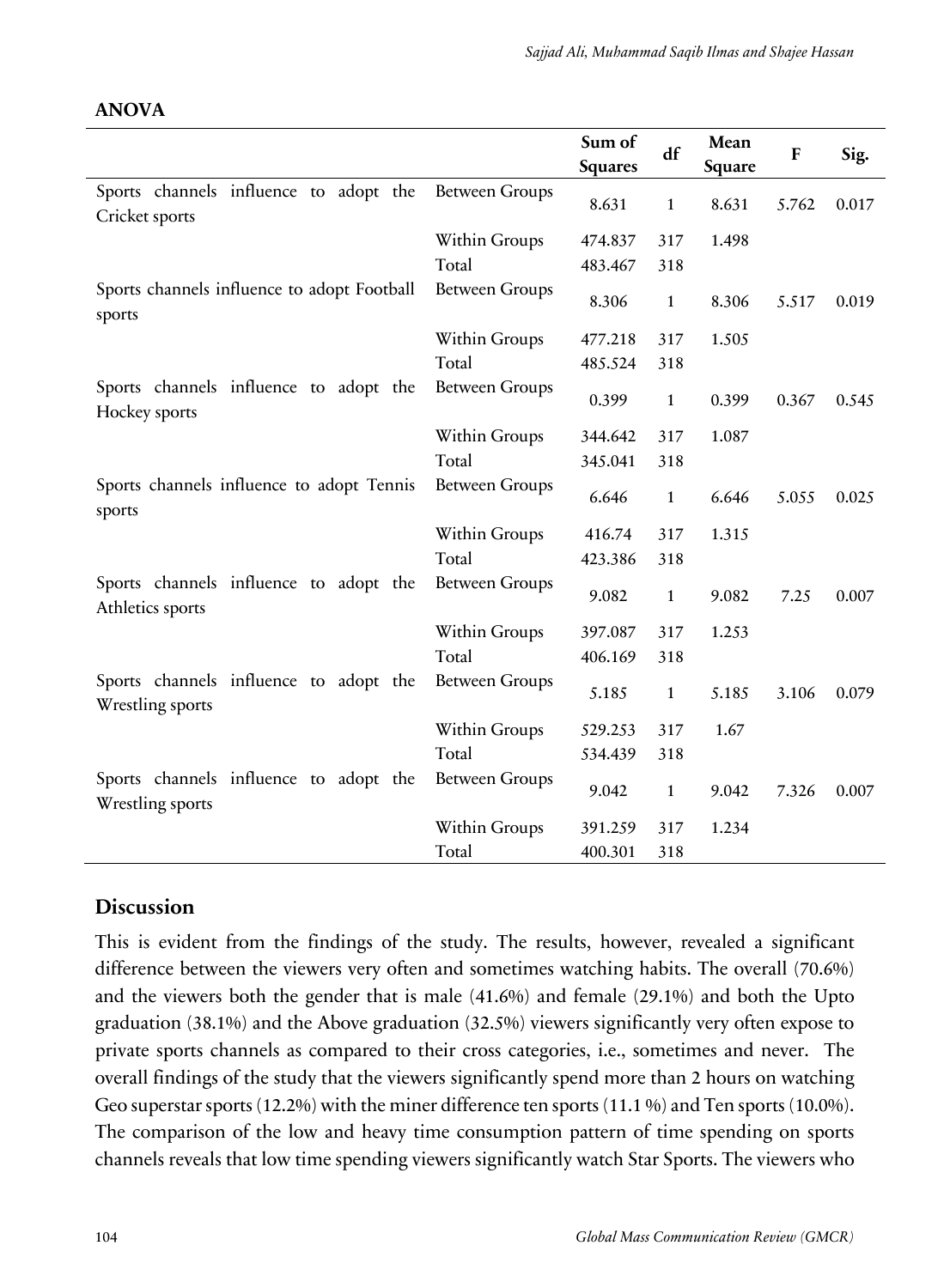**ANOVA**

| | | Sum of Squares | df | Mean Square | F | Sig. |
|---|---|---|---|---|---|---|
| Sports channels influence to adopt the Cricket sports | Between Groups | 8.631 | 1 | 8.631 | 5.762 | 0.017 |
| | Within Groups | 474.837 | 317 | 1.498 | | |
| | Total | 483.467 | 318 | | | |
| Sports channels influence to adopt Football sports | Between Groups | 8.306 | 1 | 8.306 | 5.517 | 0.019 |
| | Within Groups | 477.218 | 317 | 1.505 | | |
| | Total | 485.524 | 318 | | | |
| Sports channels influence to adopt the Hockey sports | Between Groups | 0.399 | 1 | 0.399 | 0.367 | 0.545 |
| | Within Groups | 344.642 | 317 | 1.087 | | |
| | Total | 345.041 | 318 | | | |
| Sports channels influence to adopt Tennis sports | Between Groups | 6.646 | 1 | 6.646 | 5.055 | 0.025 |
| | Within Groups | 416.74 | 317 | 1.315 | | |
| | Total | 423.386 | 318 | | | |
| Sports channels influence to adopt the Athletics sports | Between Groups | 9.082 | 1 | 9.082 | 7.25 | 0.007 |
| | Within Groups | 397.087 | 317 | 1.253 | | |
| | Total | 406.169 | 318 | | | |
| Sports channels influence to adopt the Wrestling sports | Between Groups | 5.185 | 1 | 5.185 | 3.106 | 0.079 |
| | Within Groups | 529.253 | 317 | 1.67 | | |
| | Total | 534.439 | 318 | | | |
| Sports channels influence to adopt the Wrestling sports | Between Groups | 9.042 | 1 | 9.042 | 7.326 | 0.007 |
| | Within Groups | 391.259 | 317 | 1.234 | | |
| | Total | 400.301 | 318 | | | |

## Discussion

This is evident from the findings of the study. The results, however, revealed a significant difference between the viewers very often and sometimes watching habits. The overall (70.6%) and the viewers both the gender that is male (41.6%) and female (29.1%) and both the Upto graduation (38.1%) and the Above graduation (32.5%) viewers significantly very often expose to private sports channels as compared to their cross categories, i.e., sometimes and never. The overall findings of the study that the viewers significantly spend more than 2 hours on watching Geo superstar sports (12.2%) with the miner difference ten sports (11.1 %) and Ten sports (10.0%). The comparison of the low and heavy time consumption pattern of time spending on sports channels reveals that low time spending viewers significantly watch Star Sports. The viewers who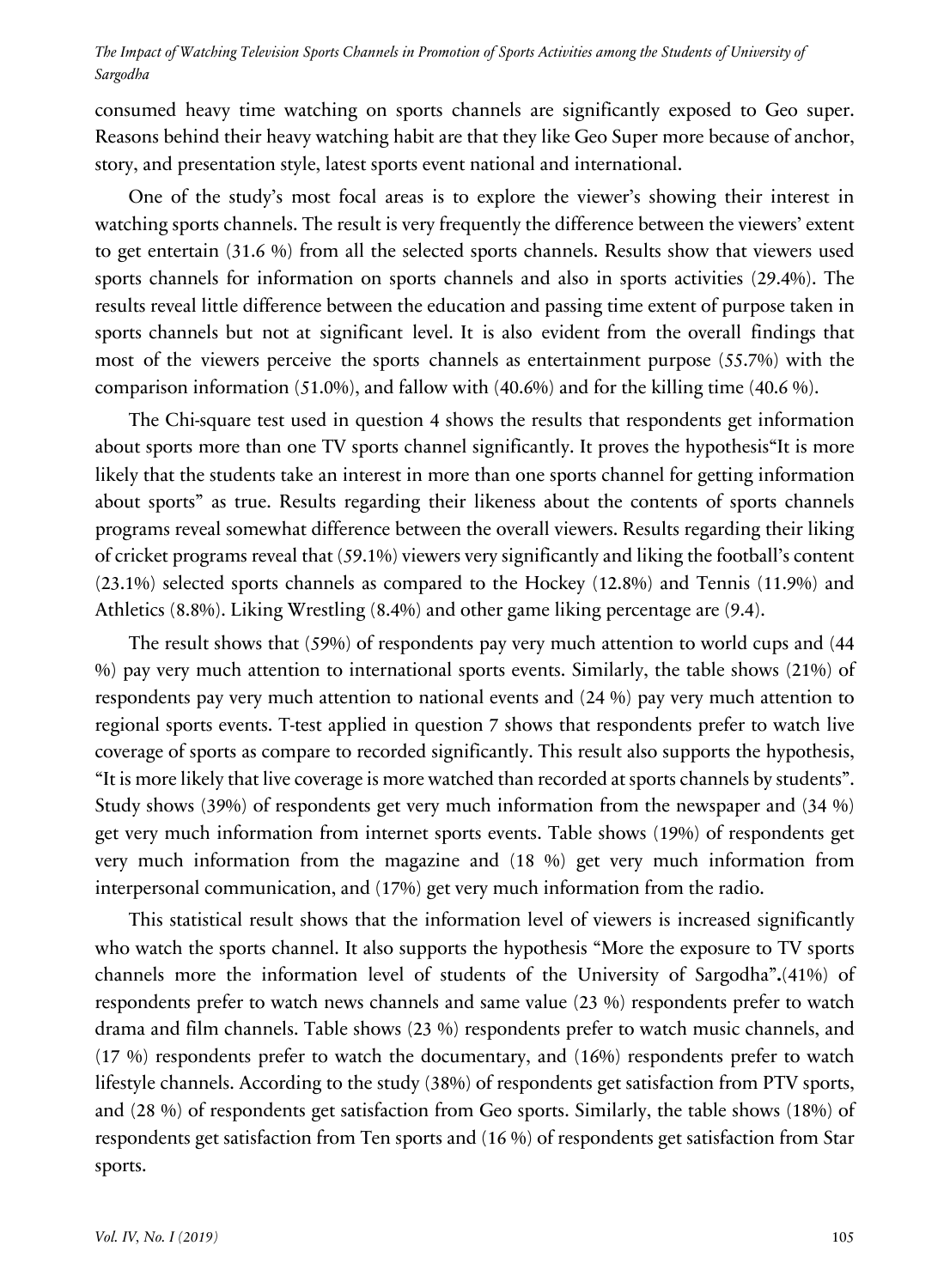consumed heavy time watching on sports channels are significantly exposed to Geo super. Reasons behind their heavy watching habit are that they like Geo Super more because of anchor, story, and presentation style, latest sports event national and international.

One of the study's most focal areas is to explore the viewer's showing their interest in watching sports channels. The result is very frequently the difference between the viewers' extent to get entertain (31.6 %) from all the selected sports channels. Results show that viewers used sports channels for information on sports channels and also in sports activities (29.4%). The results reveal little difference between the education and passing time extent of purpose taken in sports channels but not at significant level. It is also evident from the overall findings that most of the viewers perceive the sports channels as entertainment purpose (55.7%) with the comparison information (51.0%), and fallow with (40.6%) and for the killing time (40.6 %).

The Chi-square test used in question 4 shows the results that respondents get information about sports more than one TV sports channel significantly. It proves the hypothesis"It is more likely that the students take an interest in more than one sports channel for getting information about sports" as true. Results regarding their likeness about the contents of sports channels programs reveal somewhat difference between the overall viewers. Results regarding their liking of cricket programs reveal that (59.1%) viewers very significantly and liking the football's content (23.1%) selected sports channels as compared to the Hockey (12.8%) and Tennis (11.9%) and Athletics (8.8%). Liking Wrestling (8.4%) and other game liking percentage are (9.4).

The result shows that (59%) of respondents pay very much attention to world cups and (44 %) pay very much attention to international sports events. Similarly, the table shows (21%) of respondents pay very much attention to national events and (24 %) pay very much attention to regional sports events. T-test applied in question 7 shows that respondents prefer to watch live coverage of sports as compare to recorded significantly. This result also supports the hypothesis, "It is more likely that live coverage is more watched than recorded at sports channels by students". Study shows (39%) of respondents get very much information from the newspaper and (34 %) get very much information from internet sports events. Table shows (19%) of respondents get very much information from the magazine and (18 %) get very much information from interpersonal communication, and (17%) get very much information from the radio.

This statistical result shows that the information level of viewers is increased significantly who watch the sports channel. It also supports the hypothesis "More the exposure to TV sports channels more the information level of students of the University of Sargodha"**.**(41%) of respondents prefer to watch news channels and same value (23 %) respondents prefer to watch drama and film channels. Table shows (23 %) respondents prefer to watch music channels, and (17 %) respondents prefer to watch the documentary, and (16%) respondents prefer to watch lifestyle channels. According to the study (38%) of respondents get satisfaction from PTV sports, and (28 %) of respondents get satisfaction from Geo sports. Similarly, the table shows (18%) of respondents get satisfaction from Ten sports and (16 %) of respondents get satisfaction from Star sports.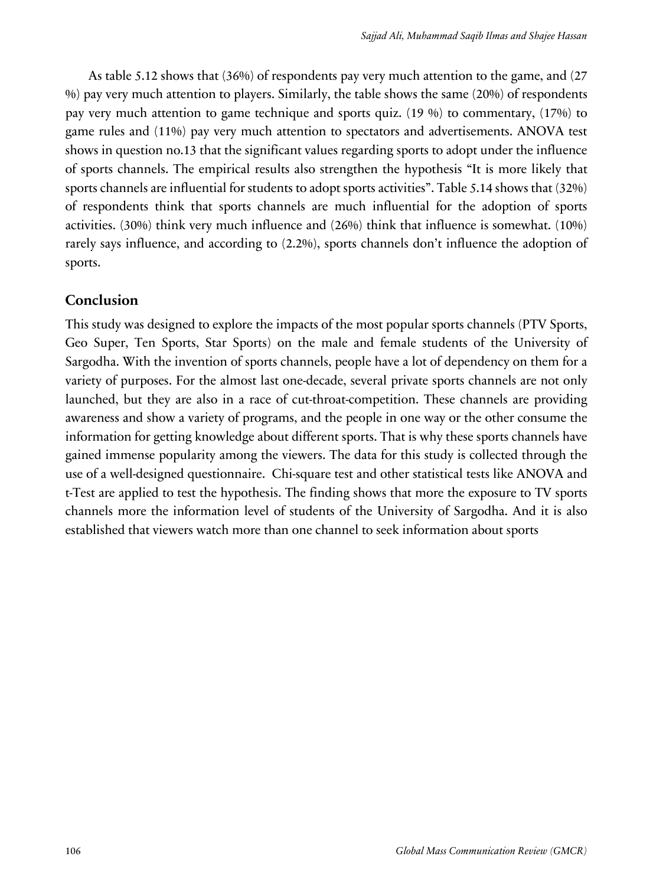As table 5.12 shows that (36%) of respondents pay very much attention to the game, and (27 %) pay very much attention to players. Similarly, the table shows the same (20%) of respondents pay very much attention to game technique and sports quiz. (19 %) to commentary, (17%) to game rules and (11%) pay very much attention to spectators and advertisements. ANOVA test shows in question no.13 that the significant values regarding sports to adopt under the influence of sports channels. The empirical results also strengthen the hypothesis "It is more likely that sports channels are influential for students to adopt sports activities". Table 5.14 shows that (32%) of respondents think that sports channels are much influential for the adoption of sports activities. (30%) think very much influence and (26%) think that influence is somewhat. (10%) rarely says influence, and according to (2.2%), sports channels don't influence the adoption of sports.

## Conclusion

This study was designed to explore the impacts of the most popular sports channels (PTV Sports, Geo Super, Ten Sports, Star Sports) on the male and female students of the University of Sargodha. With the invention of sports channels, people have a lot of dependency on them for a variety of purposes. For the almost last one-decade, several private sports channels are not only launched, but they are also in a race of cut-throat-competition. These channels are providing awareness and show a variety of programs, and the people in one way or the other consume the information for getting knowledge about different sports. That is why these sports channels have gained immense popularity among the viewers. The data for this study is collected through the use of a well-designed questionnaire. Chi-square test and other statistical tests like ANOVA and t-Test are applied to test the hypothesis. The finding shows that more the exposure to TV sports channels more the information level of students of the University of Sargodha. And it is also established that viewers watch more than one channel to seek information about sports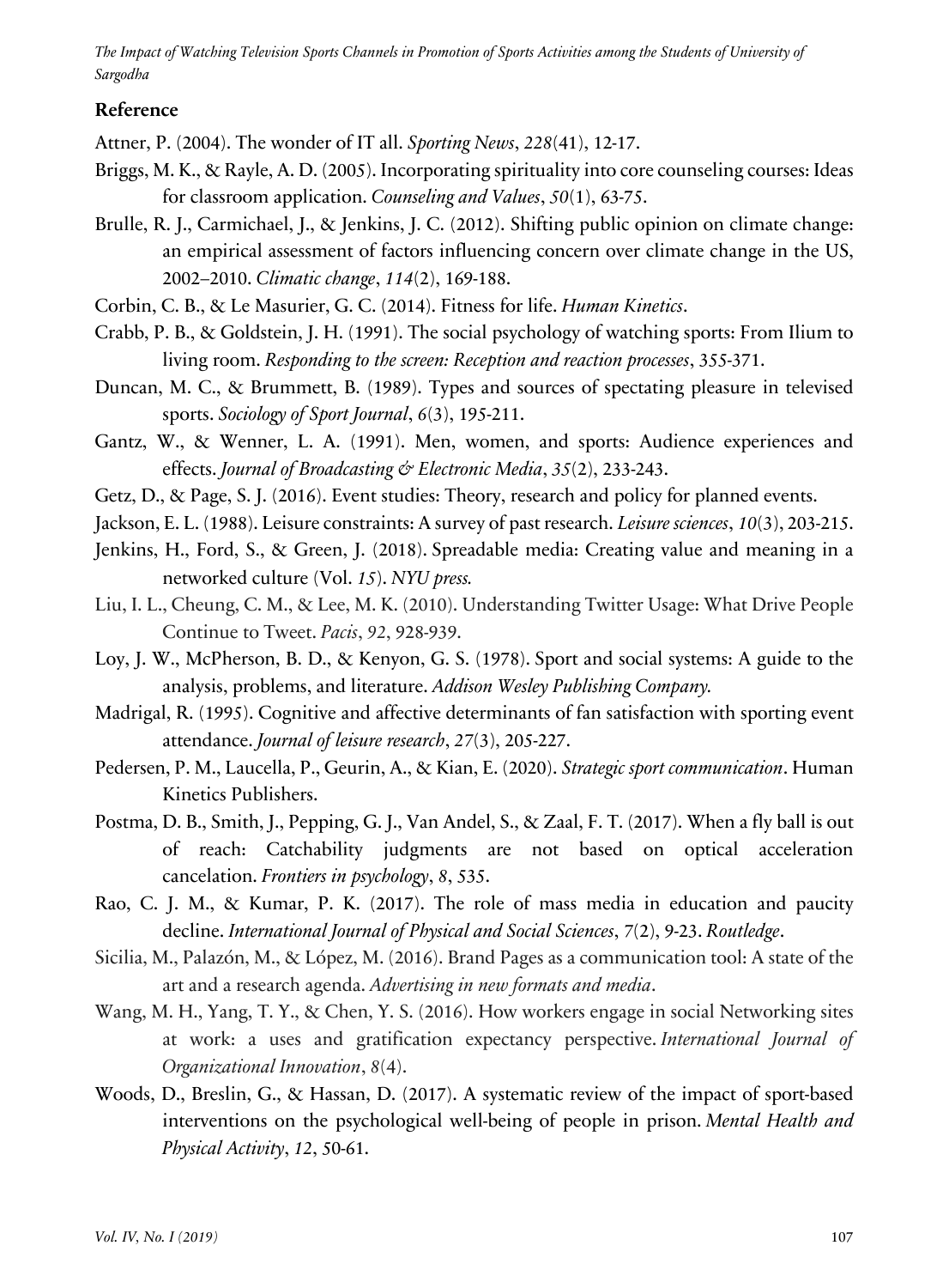## Reference

Attner, P. (2004). The wonder of IT all. *Sporting News*, *228*(41), 12-17.

Briggs, M. K., & Rayle, A. D. (2005). Incorporating spirituality into core counseling courses: Ideas for classroom application. *Counseling and Values*, *50*(1), 63-75.

Brulle, R. J., Carmichael, J., & Jenkins, J. C. (2012). Shifting public opinion on climate change: an empirical assessment of factors influencing concern over climate change in the US, 2002–2010. *Climatic change*, *114*(2), 169-188.

Corbin, C. B., & Le Masurier, G. C. (2014). Fitness for life. *Human Kinetics*.

Crabb, P. B., & Goldstein, J. H. (1991). The social psychology of watching sports: From Ilium to living room. *Responding to the screen: Reception and reaction processes*, 355-371.

Duncan, M. C., & Brummett, B. (1989). Types and sources of spectating pleasure in televised sports. *Sociology of Sport Journal*, *6*(3), 195-211.

Gantz, W., & Wenner, L. A. (1991). Men, women, and sports: Audience experiences and effects. *Journal of Broadcasting & Electronic Media*, *35*(2), 233-243.

Getz, D., & Page, S. J. (2016). Event studies: Theory, research and policy for planned events.

Jackson, E. L. (1988). Leisure constraints: A survey of past research. *Leisure sciences*, *10*(3), 203-215.

Jenkins, H., Ford, S., & Green, J. (2018). Spreadable media: Creating value and meaning in a networked culture (Vol. *15*). *NYU press.*

Liu, I. L., Cheung, C. M., & Lee, M. K. (2010). Understanding Twitter Usage: What Drive People Continue to Tweet. *Pacis*, *92*, 928-939.

Loy, J. W., McPherson, B. D., & Kenyon, G. S. (1978). Sport and social systems: A guide to the analysis, problems, and literature. *Addison Wesley Publishing Company.*

Madrigal, R. (1995). Cognitive and affective determinants of fan satisfaction with sporting event attendance. *Journal of leisure research*, *27*(3), 205-227.

Pedersen, P. M., Laucella, P., Geurin, A., & Kian, E. (2020). *Strategic sport communication*. Human Kinetics Publishers.

Postma, D. B., Smith, J., Pepping, G. J., Van Andel, S., & Zaal, F. T. (2017). When a fly ball is out of reach: Catchability judgments are not based on optical acceleration cancelation. *Frontiers in psychology*, *8*, 535.

Rao, C. J. M., & Kumar, P. K. (2017). The role of mass media in education and paucity decline. *International Journal of Physical and Social Sciences*, *7*(2), 9-23. *Routledge*.

Sicilia, M., Palazón, M., & López, M. (2016). Brand Pages as a communication tool: A state of the art and a research agenda. *Advertising in new formats and media*.

Wang, M. H., Yang, T. Y., & Chen, Y. S. (2016). How workers engage in social Networking sites at work: a uses and gratification expectancy perspective. *International Journal of Organizational Innovation*, *8*(4).

Woods, D., Breslin, G., & Hassan, D. (2017). A systematic review of the impact of sport-based interventions on the psychological well-being of people in prison. *Mental Health and Physical Activity*, *12*, 50-61.